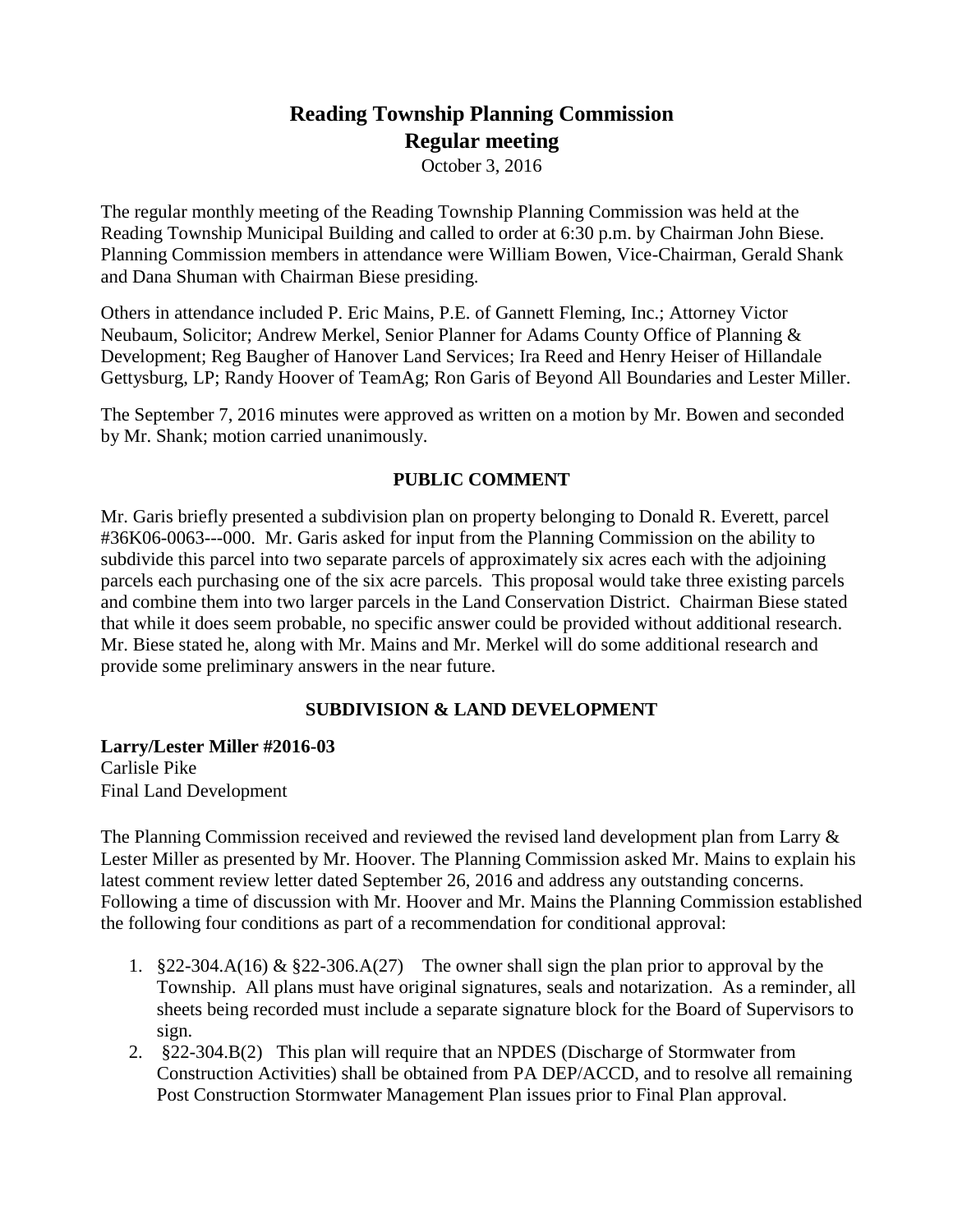# Reading Township Planning Commission
## Regular meeting

October 3, 2016

The regular monthly meeting of the Reading Township Planning Commission was held at the Reading Township Municipal Building and called to order at 6:30 p.m. by Chairman John Biese. Planning Commission members in attendance were William Bowen, Vice-Chairman, Gerald Shank and Dana Shuman with Chairman Biese presiding.

Others in attendance included P. Eric Mains, P.E. of Gannett Fleming, Inc.; Attorney Victor Neubaum, Solicitor; Andrew Merkel, Senior Planner for Adams County Office of Planning & Development; Reg Baugher of Hanover Land Services; Ira Reed and Henry Heiser of Hillandale Gettysburg, LP; Randy Hoover of TeamAg; Ron Garis of Beyond All Boundaries and Lester Miller.

The September 7, 2016 minutes were approved as written on a motion by Mr. Bowen and seconded by Mr. Shank; motion carried unanimously.

### PUBLIC COMMENT

Mr. Garis briefly presented a subdivision plan on property belonging to Donald R. Everett, parcel #36K06-0063---000. Mr. Garis asked for input from the Planning Commission on the ability to subdivide this parcel into two separate parcels of approximately six acres each with the adjoining parcels each purchasing one of the six acre parcels. This proposal would take three existing parcels and combine them into two larger parcels in the Land Conservation District. Chairman Biese stated that while it does seem probable, no specific answer could be provided without additional research. Mr. Biese stated he, along with Mr. Mains and Mr. Merkel will do some additional research and provide some preliminary answers in the near future.

### SUBDIVISION & LAND DEVELOPMENT

**Larry/Lester Miller #2016-03**
Carlisle Pike
Final Land Development

The Planning Commission received and reviewed the revised land development plan from Larry & Lester Miller as presented by Mr. Hoover. The Planning Commission asked Mr. Mains to explain his latest comment review letter dated September 26, 2016 and address any outstanding concerns. Following a time of discussion with Mr. Hoover and Mr. Mains the Planning Commission established the following four conditions as part of a recommendation for conditional approval:

1. §22-304.A(16) & §22-306.A(27) The owner shall sign the plan prior to approval by the Township. All plans must have original signatures, seals and notarization. As a reminder, all sheets being recorded must include a separate signature block for the Board of Supervisors to sign.
2. §22-304.B(2) This plan will require that an NPDES (Discharge of Stormwater from Construction Activities) shall be obtained from PA DEP/ACCD, and to resolve all remaining Post Construction Stormwater Management Plan issues prior to Final Plan approval.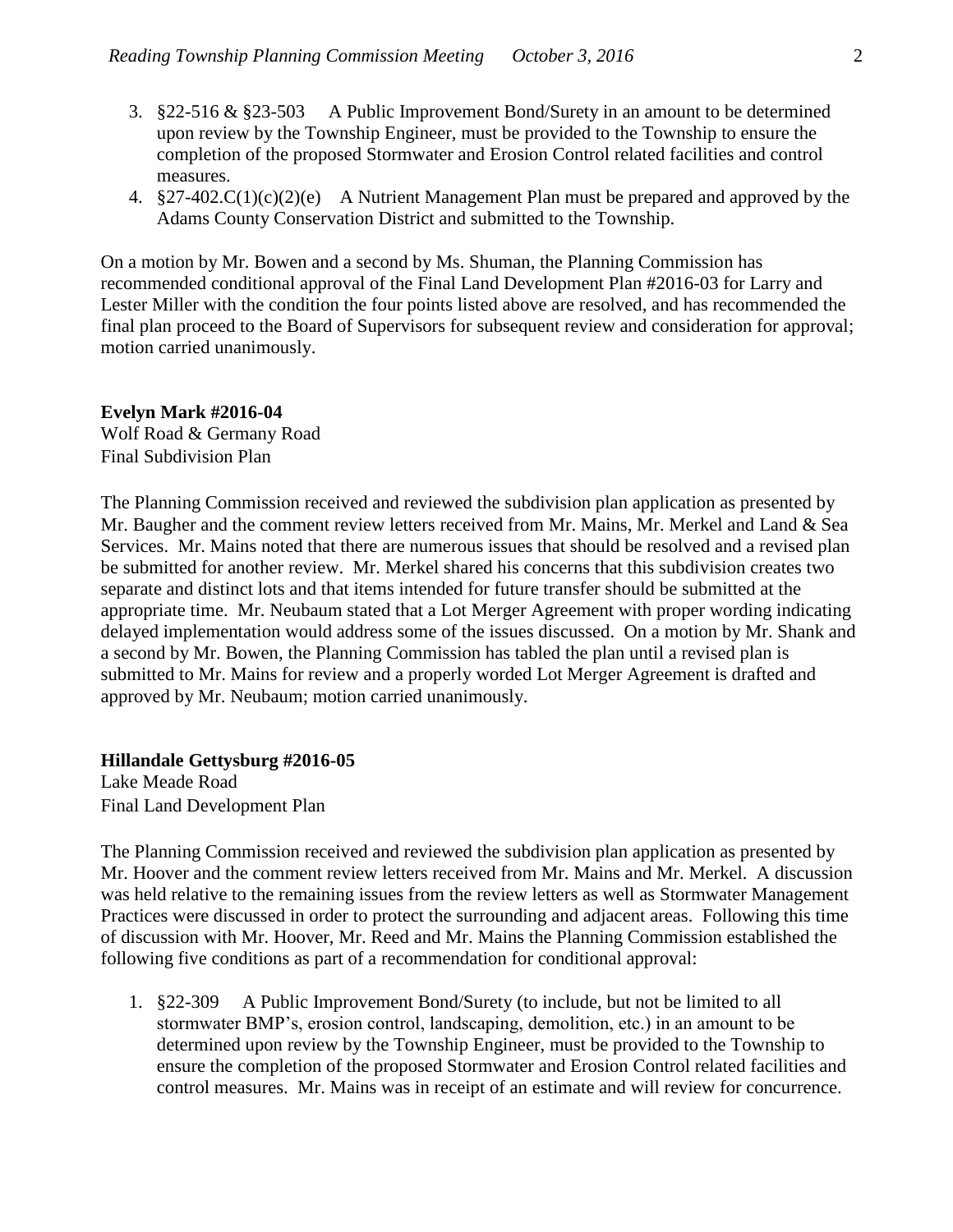3. §22-516 & §23-503 A Public Improvement Bond/Surety in an amount to be determined upon review by the Township Engineer, must be provided to the Township to ensure the completion of the proposed Stormwater and Erosion Control related facilities and control measures.
4. §27-402.C(1)(c)(2)(e) A Nutrient Management Plan must be prepared and approved by the Adams County Conservation District and submitted to the Township.

On a motion by Mr. Bowen and a second by Ms. Shuman, the Planning Commission has recommended conditional approval of the Final Land Development Plan #2016-03 for Larry and Lester Miller with the condition the four points listed above are resolved, and has recommended the final plan proceed to the Board of Supervisors for subsequent review and consideration for approval; motion carried unanimously.

**Evelyn Mark #2016-04**
Wolf Road & Germany Road
Final Subdivision Plan

The Planning Commission received and reviewed the subdivision plan application as presented by Mr. Baugher and the comment review letters received from Mr. Mains, Mr. Merkel and Land & Sea Services. Mr. Mains noted that there are numerous issues that should be resolved and a revised plan be submitted for another review. Mr. Merkel shared his concerns that this subdivision creates two separate and distinct lots and that items intended for future transfer should be submitted at the appropriate time. Mr. Neubaum stated that a Lot Merger Agreement with proper wording indicating delayed implementation would address some of the issues discussed. On a motion by Mr. Shank and a second by Mr. Bowen, the Planning Commission has tabled the plan until a revised plan is submitted to Mr. Mains for review and a properly worded Lot Merger Agreement is drafted and approved by Mr. Neubaum; motion carried unanimously.

**Hillandale Gettysburg #2016-05**
Lake Meade Road
Final Land Development Plan

The Planning Commission received and reviewed the subdivision plan application as presented by Mr. Hoover and the comment review letters received from Mr. Mains and Mr. Merkel. A discussion was held relative to the remaining issues from the review letters as well as Stormwater Management Practices were discussed in order to protect the surrounding and adjacent areas. Following this time of discussion with Mr. Hoover, Mr. Reed and Mr. Mains the Planning Commission established the following five conditions as part of a recommendation for conditional approval:

1. §22-309 A Public Improvement Bond/Surety (to include, but not be limited to all stormwater BMP's, erosion control, landscaping, demolition, etc.) in an amount to be determined upon review by the Township Engineer, must be provided to the Township to ensure the completion of the proposed Stormwater and Erosion Control related facilities and control measures. Mr. Mains was in receipt of an estimate and will review for concurrence.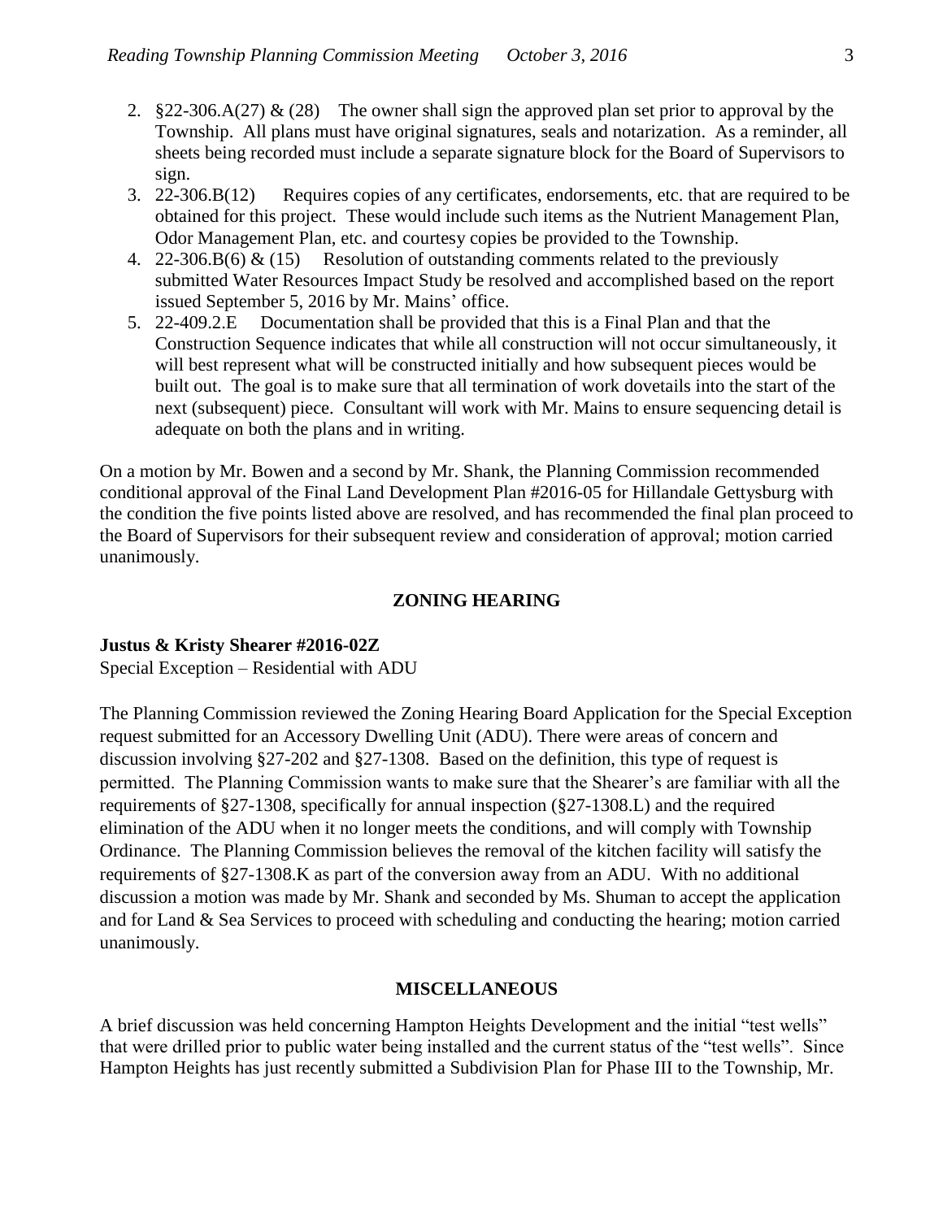2. §22-306.A(27) & (28) The owner shall sign the approved plan set prior to approval by the Township. All plans must have original signatures, seals and notarization. As a reminder, all sheets being recorded must include a separate signature block for the Board of Supervisors to sign.
3. 22-306.B(12) Requires copies of any certificates, endorsements, etc. that are required to be obtained for this project. These would include such items as the Nutrient Management Plan, Odor Management Plan, etc. and courtesy copies be provided to the Township.
4. 22-306.B(6) & (15) Resolution of outstanding comments related to the previously submitted Water Resources Impact Study be resolved and accomplished based on the report issued September 5, 2016 by Mr. Mains' office.
5. 22-409.2.E Documentation shall be provided that this is a Final Plan and that the Construction Sequence indicates that while all construction will not occur simultaneously, it will best represent what will be constructed initially and how subsequent pieces would be built out. The goal is to make sure that all termination of work dovetails into the start of the next (subsequent) piece. Consultant will work with Mr. Mains to ensure sequencing detail is adequate on both the plans and in writing.

On a motion by Mr. Bowen and a second by Mr. Shank, the Planning Commission recommended conditional approval of the Final Land Development Plan #2016-05 for Hillandale Gettysburg with the condition the five points listed above are resolved, and has recommended the final plan proceed to the Board of Supervisors for their subsequent review and consideration of approval; motion carried unanimously.

## ZONING HEARING

**Justus & Kristy Shearer #2016-02Z**
Special Exception – Residential with ADU

The Planning Commission reviewed the Zoning Hearing Board Application for the Special Exception request submitted for an Accessory Dwelling Unit (ADU). There were areas of concern and discussion involving §27-202 and §27-1308. Based on the definition, this type of request is permitted. The Planning Commission wants to make sure that the Shearer's are familiar with all the requirements of §27-1308, specifically for annual inspection (§27-1308.L) and the required elimination of the ADU when it no longer meets the conditions, and will comply with Township Ordinance. The Planning Commission believes the removal of the kitchen facility will satisfy the requirements of §27-1308.K as part of the conversion away from an ADU. With no additional discussion a motion was made by Mr. Shank and seconded by Ms. Shuman to accept the application and for Land & Sea Services to proceed with scheduling and conducting the hearing; motion carried unanimously.

## MISCELLANEOUS

A brief discussion was held concerning Hampton Heights Development and the initial "test wells" that were drilled prior to public water being installed and the current status of the "test wells". Since Hampton Heights has just recently submitted a Subdivision Plan for Phase III to the Township, Mr.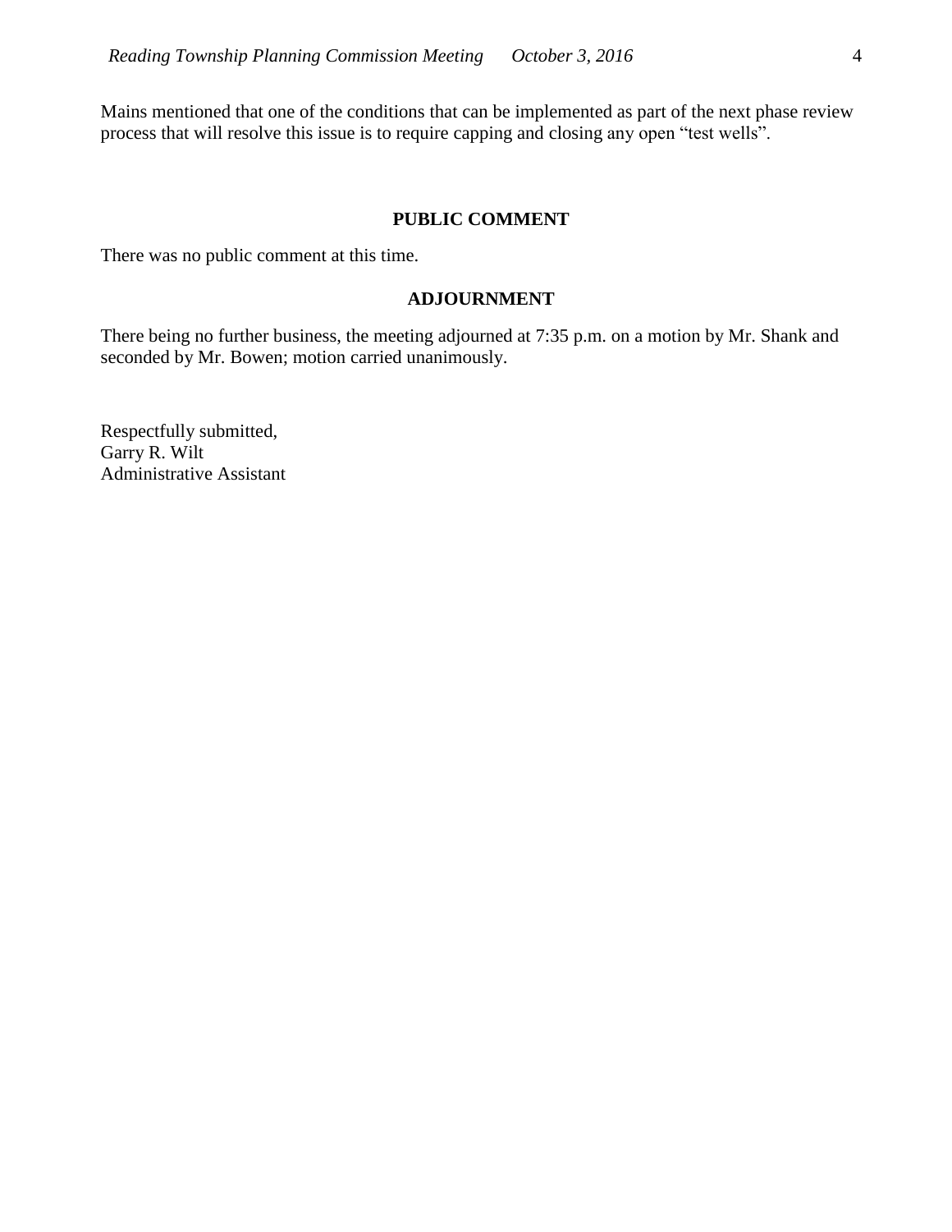Mains mentioned that one of the conditions that can be implemented as part of the next phase review process that will resolve this issue is to require capping and closing any open "test wells".

## PUBLIC COMMENT

There was no public comment at this time.

## ADJOURNMENT

There being no further business, the meeting adjourned at 7:35 p.m. on a motion by Mr. Shank and seconded by Mr. Bowen; motion carried unanimously.

Respectfully submitted,
Garry R. Wilt
Administrative Assistant